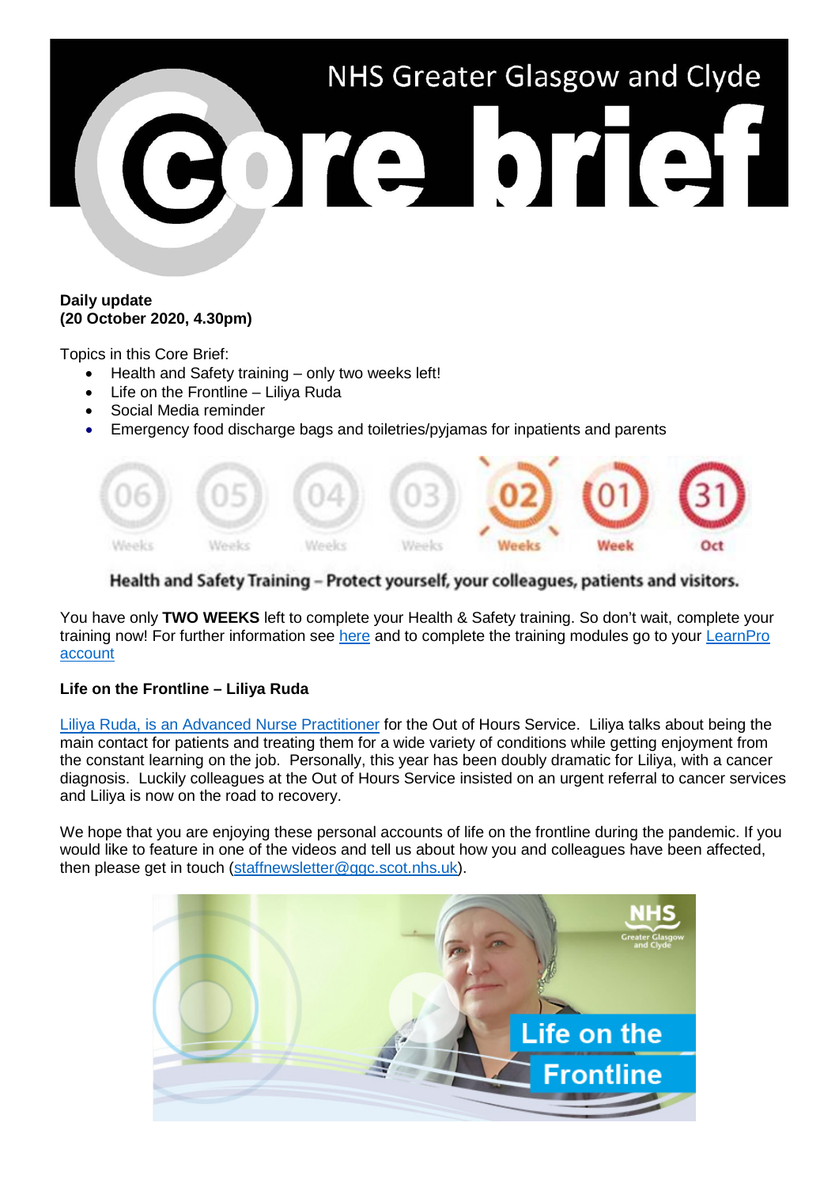# NHS Greater Glasgow and Clyde Core brief

**Daily update**
**(20 October 2020, 4.30pm)**

Topics in this Core Brief:

- Health and Safety training – only two weeks left!
- Life on the Frontline – Liliya Ruda
- Social Media reminder
- Emergency food discharge bags and toiletries/pyjamas for inpatients and parents

06 Weeks 05 Weeks 04 Weeks 03 Weeks 02 Weeks 01 Week 31 Oct

**Health and Safety Training – Protect yourself, your colleagues, patients and visitors.**

You have only **TWO WEEKS** left to complete your Health & Safety training. So don't wait, complete your training now! For further information see here and to complete the training modules go to your LearnPro account

**Life on the Frontline – Liliya Ruda**

Liliya Ruda, is an Advanced Nurse Practitioner for the Out of Hours Service. Liliya talks about being the main contact for patients and treating them for a wide variety of conditions while getting enjoyment from the constant learning on the job. Personally, this year has been doubly dramatic for Liliya, with a cancer diagnosis. Luckily colleagues at the Out of Hours Service insisted on an urgent referral to cancer services and Liliya is now on the road to recovery.

We hope that you are enjoying these personal accounts of life on the frontline during the pandemic. If you would like to feature in one of the videos and tell us about how you and colleagues have been affected, then please get in touch (staffnewsletter@ggc.scot.nhs.uk).

NHS Greater Glasgow and Clyde

Life on the Frontline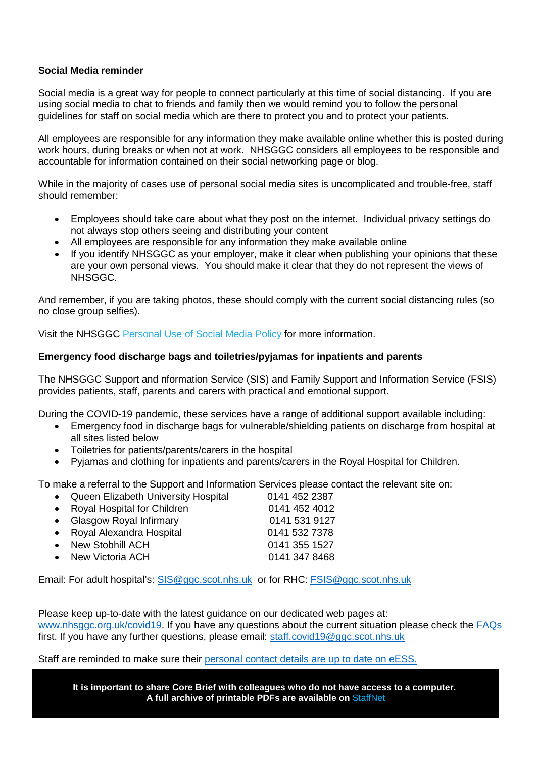**Social Media reminder**

Social media is a great way for people to connect particularly at this time of social distancing. If you are using social media to chat to friends and family then we would remind you to follow the personal guidelines for staff on social media which are there to protect you and to protect your patients.

All employees are responsible for any information they make available online whether this is posted during work hours, during breaks or when not at work. NHSGGC considers all employees to be responsible and accountable for information contained on their social networking page or blog.

While in the majority of cases use of personal social media sites is uncomplicated and trouble-free, staff should remember:

- Employees should take care about what they post on the internet. Individual privacy settings do not always stop others seeing and distributing your content
- All employees are responsible for any information they make available online
- If you identify NHSGGC as your employer, make it clear when publishing your opinions that these are your own personal views. You should make it clear that they do not represent the views of NHSGGC.

And remember, if you are taking photos, these should comply with the current social distancing rules (so no close group selfies).

Visit the NHSGGC Personal Use of Social Media Policy for more information.

**Emergency food discharge bags and toiletries/pyjamas for inpatients and parents**

The NHSGGC Support and nformation Service (SIS) and Family Support and Information Service (FSIS) provides patients, staff, parents and carers with practical and emotional support.

During the COVID-19 pandemic, these services have a range of additional support available including:

- Emergency food in discharge bags for vulnerable/shielding patients on discharge from hospital at all sites listed below
- Toiletries for patients/parents/carers in the hospital
- Pyjamas and clothing for inpatients and parents/carers in the Royal Hospital for Children.

To make a referral to the Support and Information Services please contact the relevant site on:

- Queen Elizabeth University Hospital 0141 452 2387
- Royal Hospital for Children 0141 452 4012
- Glasgow Royal Infirmary 0141 531 9127
- Royal Alexandra Hospital 0141 532 7378
- New Stobhill ACH 0141 355 1527
- New Victoria ACH 0141 347 8468

Email: For adult hospital's: SIS@ggc.scot.nhs.uk or for RHC: FSIS@ggc.scot.nhs.uk

Please keep up-to-date with the latest guidance on our dedicated web pages at: www.nhsggc.org.uk/covid19. If you have any questions about the current situation please check the FAQs first. If you have any further questions, please email: staff.covid19@ggc.scot.nhs.uk

Staff are reminded to make sure their personal contact details are up to date on eESS.

**It is important to share Core Brief with colleagues who do not have access to a computer.**
**A full archive of printable PDFs are available on StaffNet**